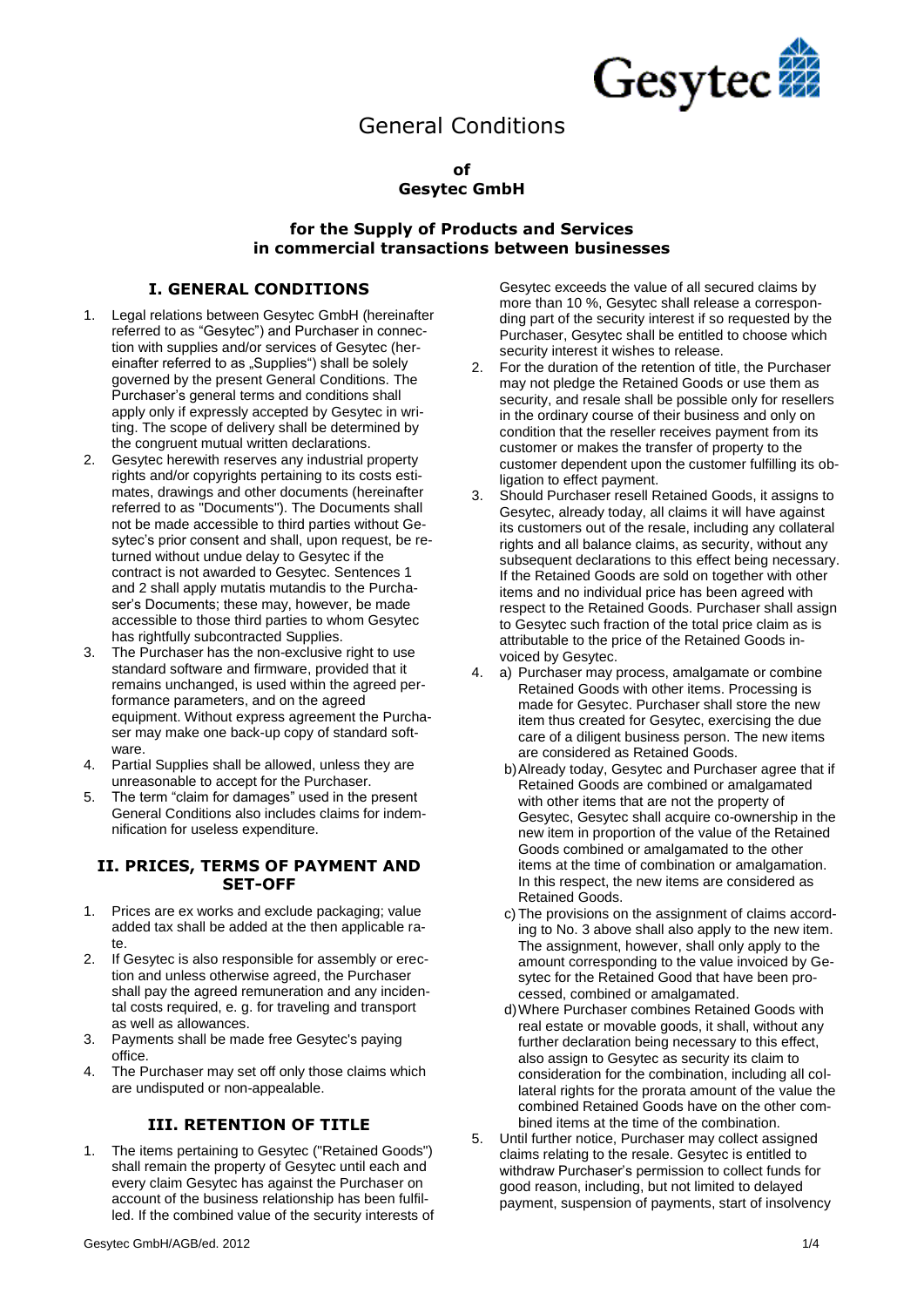# General Conditions

**of**
**Gesytec GmbH**

**for the Supply of Products and Services**
**in commercial transactions between businesses**

## I. GENERAL CONDITIONS

1. Legal relations between Gesytec GmbH (hereinafter referred to as "Gesytec") and Purchaser in connection with supplies and/or services of Gesytec (hereinafter referred to as „Supplies") shall be solely governed by the present General Conditions. The Purchaser's general terms and conditions shall apply only if expressly accepted by Gesytec in writing. The scope of delivery shall be determined by the congruent mutual written declarations.
2. Gesytec herewith reserves any industrial property rights and/or copyrights pertaining to its costs estimates, drawings and other documents (hereinafter referred to as "Documents"). The Documents shall not be made accessible to third parties without Gesytec's prior consent and shall, upon request, be returned without undue delay to Gesytec if the contract is not awarded to Gesytec. Sentences 1 and 2 shall apply mutatis mutandis to the Purchaser's Documents; these may, however, be made accessible to those third parties to whom Gesytec has rightfully subcontracted Supplies.
3. The Purchaser has the non-exclusive right to use standard software and firmware, provided that it remains unchanged, is used within the agreed performance parameters, and on the agreed equipment. Without express agreement the Purchaser may make one back-up copy of standard software.
4. Partial Supplies shall be allowed, unless they are unreasonable to accept for the Purchaser.
5. The term "claim for damages" used in the present General Conditions also includes claims for indemnification for useless expenditure.

## II. PRICES, TERMS OF PAYMENT AND SET-OFF

1. Prices are ex works and exclude packaging; value added tax shall be added at the then applicable rate.
2. If Gesytec is also responsible for assembly or erection and unless otherwise agreed, the Purchaser shall pay the agreed remuneration and any incidental costs required, e. g. for traveling and transport as well as allowances.
3. Payments shall be made free Gesytec's paying office.
4. The Purchaser may set off only those claims which are undisputed or non-appealable.

## III. RETENTION OF TITLE

1. The items pertaining to Gesytec ("Retained Goods") shall remain the property of Gesytec until each and every claim Gesytec has against the Purchaser on account of the business relationship has been fulfilled. If the combined value of the security interests of Gesytec exceeds the value of all secured claims by more than 10 %, Gesytec shall release a corresponding part of the security interest if so requested by the Purchaser, Gesytec shall be entitled to choose which security interest it wishes to release.
2. For the duration of the retention of title, the Purchaser may not pledge the Retained Goods or use them as security, and resale shall be possible only for resellers in the ordinary course of their business and only on condition that the reseller receives payment from its customer or makes the transfer of property to the customer dependent upon the customer fulfilling its obligation to effect payment.
3. Should Purchaser resell Retained Goods, it assigns to Gesytec, already today, all claims it will have against its customers out of the resale, including any collateral rights and all balance claims, as security, without any subsequent declarations to this effect being necessary. If the Retained Goods are sold on together with other items and no individual price has been agreed with respect to the Retained Goods. Purchaser shall assign to Gesytec such fraction of the total price claim as is attributable to the price of the Retained Goods invoiced by Gesytec.
4. a) Purchaser may process, amalgamate or combine Retained Goods with other items. Processing is made for Gesytec. Purchaser shall store the new item thus created for Gesytec, exercising the due care of a diligent business person. The new items are considered as Retained Goods.
   b) Already today, Gesytec and Purchaser agree that if Retained Goods are combined or amalgamated with other items that are not the property of Gesytec, Gesytec shall acquire co-ownership in the new item in proportion of the value of the Retained Goods combined or amalgamated to the other items at the time of combination or amalgamation. In this respect, the new items are considered as Retained Goods.
   c) The provisions on the assignment of claims according to No. 3 above shall also apply to the new item. The assignment, however, shall only apply to the amount corresponding to the value invoiced by Gesytec for the Retained Good that have been processed, combined or amalgamated.
   d) Where Purchaser combines Retained Goods with real estate or movable goods, it shall, without any further declaration being necessary to this effect, also assign to Gesytec as security its claim to consideration for the combination, including all collateral rights for the prorata amount of the value the combined Retained Goods have on the other combined items at the time of the combination.
5. Until further notice, Purchaser may collect assigned claims relating to the resale. Gesytec is entitled to withdraw Purchaser's permission to collect funds for good reason, including, but not limited to delayed payment, suspension of payments, start of insolvency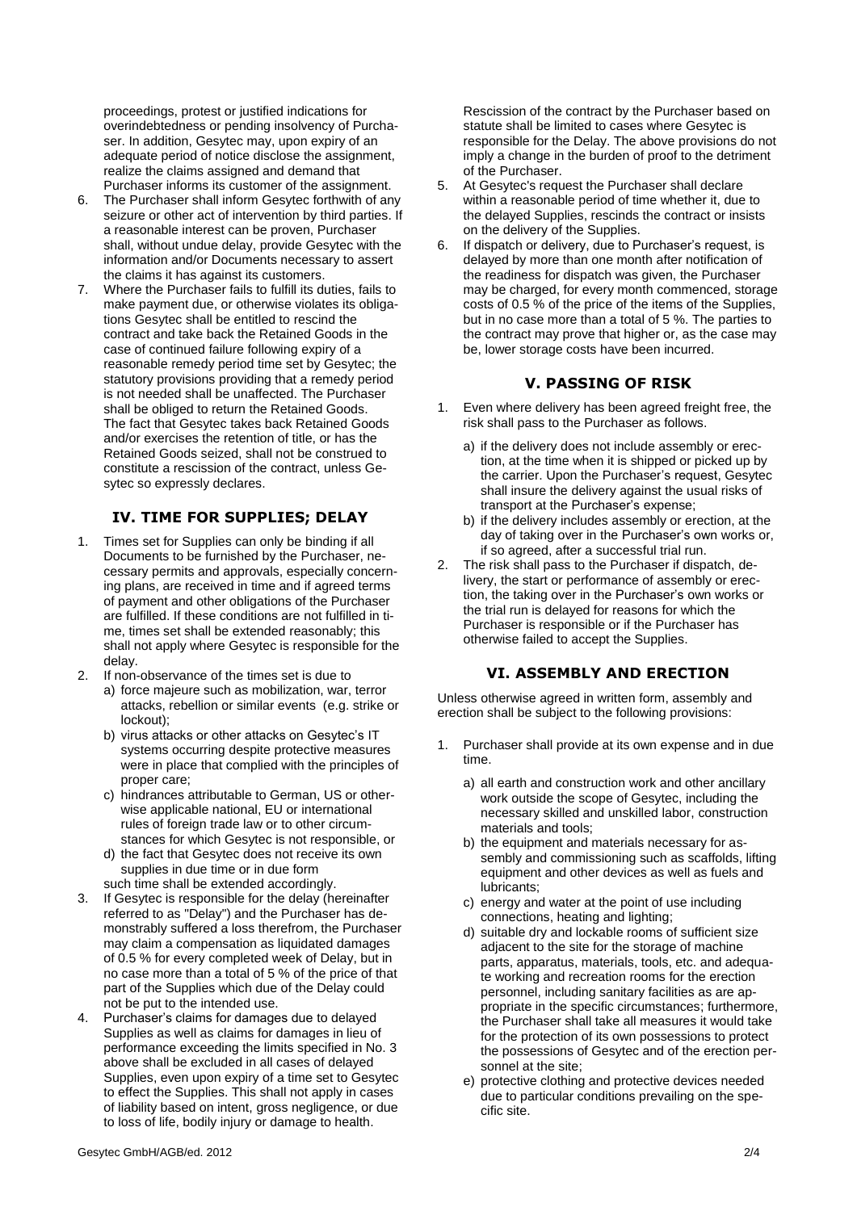proceedings, protest or justified indications for overindebtedness or pending insolvency of Purchaser. In addition, Gesytec may, upon expiry of an adequate period of notice disclose the assignment, realize the claims assigned and demand that Purchaser informs its customer of the assignment.

6. The Purchaser shall inform Gesytec forthwith of any seizure or other act of intervention by third parties. If a reasonable interest can be proven, Purchaser shall, without undue delay, provide Gesytec with the information and/or Documents necessary to assert the claims it has against its customers.
7. Where the Purchaser fails to fulfill its duties, fails to make payment due, or otherwise violates its obligations Gesytec shall be entitled to rescind the contract and take back the Retained Goods in the case of continued failure following expiry of a reasonable remedy period time set by Gesytec; the statutory provisions providing that a remedy period is not needed shall be unaffected. The Purchaser shall be obliged to return the Retained Goods. The fact that Gesytec takes back Retained Goods and/or exercises the retention of title, or has the Retained Goods seized, shall not be construed to constitute a rescission of the contract, unless Gesytec so expressly declares.

## IV. TIME FOR SUPPLIES; DELAY

1. Times set for Supplies can only be binding if all Documents to be furnished by the Purchaser, necessary permits and approvals, especially concerning plans, are received in time and if agreed terms of payment and other obligations of the Purchaser are fulfilled. If these conditions are not fulfilled in time, times set shall be extended reasonably; this shall not apply where Gesytec is responsible for the delay.
2. If non-observance of the times set is due to
   a) force majeure such as mobilization, war, terror attacks, rebellion or similar events (e.g. strike or lockout);
   b) virus attacks or other attacks on Gesytec's IT systems occurring despite protective measures were in place that complied with the principles of proper care;
   c) hindrances attributable to German, US or otherwise applicable national, EU or international rules of foreign trade law or to other circumstances for which Gesytec is not responsible, or
   d) the fact that Gesytec does not receive its own supplies in due time or in due form

   such time shall be extended accordingly.
3. If Gesytec is responsible for the delay (hereinafter referred to as "Delay") and the Purchaser has demonstrably suffered a loss therefrom, the Purchaser may claim a compensation as liquidated damages of 0.5 % for every completed week of Delay, but in no case more than a total of 5 % of the price of that part of the Supplies which due of the Delay could not be put to the intended use.
4. Purchaser's claims for damages due to delayed Supplies as well as claims for damages in lieu of performance exceeding the limits specified in No. 3 above shall be excluded in all cases of delayed Supplies, even upon expiry of a time set to Gesytec to effect the Supplies. This shall not apply in cases of liability based on intent, gross negligence, or due to loss of life, bodily injury or damage to health. Rescission of the contract by the Purchaser based on statute shall be limited to cases where Gesytec is responsible for the Delay. The above provisions do not imply a change in the burden of proof to the detriment of the Purchaser.
5. At Gesytec's request the Purchaser shall declare within a reasonable period of time whether it, due to the delayed Supplies, rescinds the contract or insists on the delivery of the Supplies.
6. If dispatch or delivery, due to Purchaser's request, is delayed by more than one month after notification of the readiness for dispatch was given, the Purchaser may be charged, for every month commenced, storage costs of 0.5 % of the price of the items of the Supplies, but in no case more than a total of 5 %. The parties to the contract may prove that higher or, as the case may be, lower storage costs have been incurred.

## V. PASSING OF RISK

1. Even where delivery has been agreed freight free, the risk shall pass to the Purchaser as follows.
   a) if the delivery does not include assembly or erection, at the time when it is shipped or picked up by the carrier. Upon the Purchaser's request, Gesytec shall insure the delivery against the usual risks of transport at the Purchaser's expense;
   b) if the delivery includes assembly or erection, at the day of taking over in the Purchaser's own works or, if so agreed, after a successful trial run.
2. The risk shall pass to the Purchaser if dispatch, delivery, the start or performance of assembly or erection, the taking over in the Purchaser's own works or the trial run is delayed for reasons for which the Purchaser is responsible or if the Purchaser has otherwise failed to accept the Supplies.

## VI. ASSEMBLY AND ERECTION

Unless otherwise agreed in written form, assembly and erection shall be subject to the following provisions:

1. Purchaser shall provide at its own expense and in due time.
   a) all earth and construction work and other ancillary work outside the scope of Gesytec, including the necessary skilled and unskilled labor, construction materials and tools;
   b) the equipment and materials necessary for assembly and commissioning such as scaffolds, lifting equipment and other devices as well as fuels and lubricants;
   c) energy and water at the point of use including connections, heating and lighting;
   d) suitable dry and lockable rooms of sufficient size adjacent to the site for the storage of machine parts, apparatus, materials, tools, etc. and adequate working and recreation rooms for the erection personnel, including sanitary facilities as are appropriate in the specific circumstances; furthermore, the Purchaser shall take all measures it would take for the protection of its own possessions to protect the possessions of Gesytec and of the erection personnel at the site;
   e) protective clothing and protective devices needed due to particular conditions prevailing on the specific site.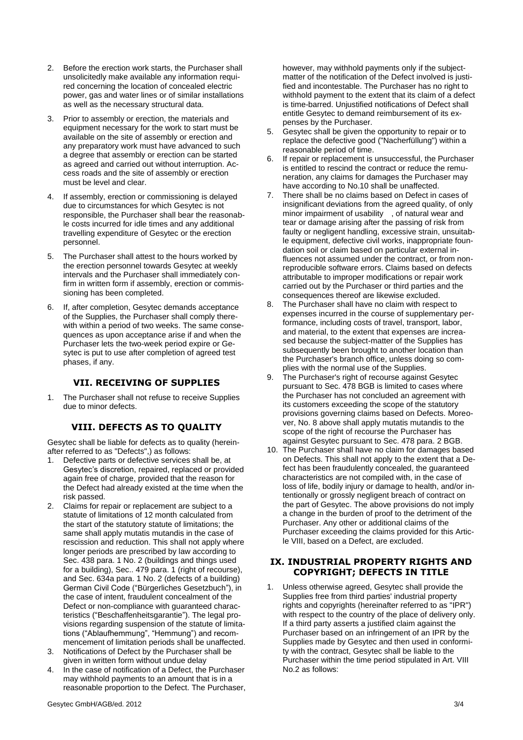2. Before the erection work starts, the Purchaser shall unsolicitedly make available any information required concerning the location of concealed electric power, gas and water lines or of similar installations as well as the necessary structural data.
3. Prior to assembly or erection, the materials and equipment necessary for the work to start must be available on the site of assembly or erection and any preparatory work must have advanced to such a degree that assembly or erection can be started as agreed and carried out without interruption. Access roads and the site of assembly or erection must be level and clear.
4. If assembly, erection or commissioning is delayed due to circumstances for which Gesytec is not responsible, the Purchaser shall bear the reasonable costs incurred for idle times and any additional travelling expenditure of Gesytec or the erection personnel.
5. The Purchaser shall attest to the hours worked by the erection personnel towards Gesytec at weekly intervals and the Purchaser shall immediately confirm in written form if assembly, erection or commissioning has been completed.
6. If, after completion, Gesytec demands acceptance of the Supplies, the Purchaser shall comply therewith within a period of two weeks. The same consequences as upon acceptance arise if and when the Purchaser lets the two-week period expire or Gesytec is put to use after completion of agreed test phases, if any.

## VII. RECEIVING OF SUPPLIES

1. The Purchaser shall not refuse to receive Supplies due to minor defects.

## VIII. DEFECTS AS TO QUALITY

Gesytec shall be liable for defects as to quality (hereinafter referred to as "Defects",) as follows:

1. Defective parts or defective services shall be, at Gesytec's discretion, repaired, replaced or provided again free of charge, provided that the reason for the Defect had already existed at the time when the risk passed.
2. Claims for repair or replacement are subject to a statute of limitations of 12 month calculated from the start of the statutory statute of limitations; the same shall apply mutatis mutandis in the case of rescission and reduction. This shall not apply where longer periods are prescribed by law according to Sec. 438 para. 1 No. 2 (buildings and things used for a building), Sec.. 479 para. 1 (right of recourse), and Sec. 634a para. 1 No. 2 (defects of a building) German Civil Code ("Bürgerliches Gesetzbuch"), in the case of intent, fraudulent concealment of the Defect or non-compliance with guaranteed characteristics ("Beschaffenheitsgarantie"). The legal provisions regarding suspension of the statute of limitations ("Ablaufhemmung", "Hemmung") and recommencement of limitation periods shall be unaffected.
3. Notifications of Defect by the Purchaser shall be given in written form without undue delay
4. In the case of notification of a Defect, the Purchaser may withhold payments to an amount that is in a reasonable proportion to the Defect. The Purchaser, however, may withhold payments only if the subject-matter of the notification of the Defect involved is justified and incontestable. The Purchaser has no right to withhold payment to the extent that its claim of a defect is time-barred. Unjustified notifications of Defect shall entitle Gesytec to demand reimbursement of its expenses by the Purchaser.
5. Gesytec shall be given the opportunity to repair or to replace the defective good ("Nacherfüllung") within a reasonable period of time.
6. If repair or replacement is unsuccessful, the Purchaser is entitled to rescind the contract or reduce the remuneration, any claims for damages the Purchaser may have according to No.10 shall be unaffected.
7. There shall be no claims based on Defect in cases of insignificant deviations from the agreed quality, of only minor impairment of usability , of natural wear and tear or damage arising after the passing of risk from faulty or negligent handling, excessive strain, unsuitable equipment, defective civil works, inappropriate foundation soil or claim based on particular external influences not assumed under the contract, or from non-reproducible software errors. Claims based on defects attributable to improper modifications or repair work carried out by the Purchaser or third parties and the consequences thereof are likewise excluded.
8. The Purchaser shall have no claim with respect to expenses incurred in the course of supplementary performance, including costs of travel, transport, labor, and material, to the extent that expenses are increased because the subject-matter of the Supplies has subsequently been brought to another location than the Purchaser's branch office, unless doing so complies with the normal use of the Supplies.
9. The Purchaser's right of recourse against Gesytec pursuant to Sec. 478 BGB is limited to cases where the Purchaser has not concluded an agreement with its customers exceeding the scope of the statutory provisions governing claims based on Defects. Moreover, No. 8 above shall apply mutatis mutandis to the scope of the right of recourse the Purchaser has against Gesytec pursuant to Sec. 478 para. 2 BGB.
10. The Purchaser shall have no claim for damages based on Defects. This shall not apply to the extent that a Defect has been fraudulently concealed, the guaranteed characteristics are not compiled with, in the case of loss of life, bodily injury or damage to health, and/or intentionally or grossly negligent breach of contract on the part of Gesytec. The above provisions do not imply a change in the burden of proof to the detriment of the Purchaser. Any other or additional claims of the Purchaser exceeding the claims provided for this Article VIII, based on a Defect, are excluded.

## IX. INDUSTRIAL PROPERTY RIGHTS AND COPYRIGHT; DEFECTS IN TITLE

1. Unless otherwise agreed, Gesytec shall provide the Supplies free from third parties' industrial property rights and copyrights (hereinafter referred to as "IPR") with respect to the country of the place of delivery only. If a third party asserts a justified claim against the Purchaser based on an infringement of an IPR by the Supplies made by Gesytec and then used in conformity with the contract, Gesytec shall be liable to the Purchaser within the time period stipulated in Art. VIII No.2 as follows: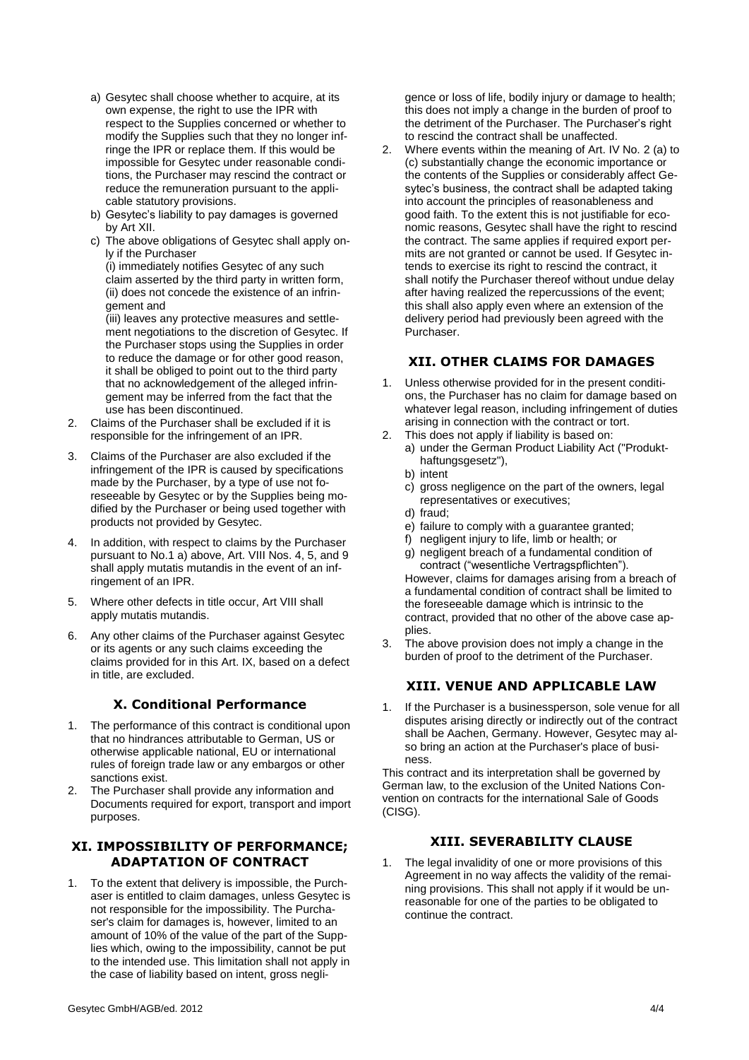a) Gesytec shall choose whether to acquire, at its own expense, the right to use the IPR with respect to the Supplies concerned or whether to modify the Supplies such that they no longer infringe the IPR or replace them. If this would be impossible for Gesytec under reasonable conditions, the Purchaser may rescind the contract or reduce the remuneration pursuant to the applicable statutory provisions.

b) Gesytec's liability to pay damages is governed by Art XII.

c) The above obligations of Gesytec shall apply only if the Purchaser
(i) immediately notifies Gesytec of any such claim asserted by the third party in written form,
(ii) does not concede the existence of an infringement and
(iii) leaves any protective measures and settlement negotiations to the discretion of Gesytec. If the Purchaser stops using the Supplies in order to reduce the damage or for other good reason, it shall be obliged to point out to the third party that no acknowledgement of the alleged infringement may be inferred from the fact that the use has been discontinued.

2. Claims of the Purchaser shall be excluded if it is responsible for the infringement of an IPR.
3. Claims of the Purchaser are also excluded if the infringement of the IPR is caused by specifications made by the Purchaser, by a type of use not foreseeable by Gesytec or by the Supplies being modified by the Purchaser or being used together with products not provided by Gesytec.
4. In addition, with respect to claims by the Purchaser pursuant to No.1 a) above, Art. VIII Nos. 4, 5, and 9 shall apply mutatis mutandis in the event of an infringement of an IPR.
5. Where other defects in title occur, Art VIII shall apply mutatis mutandis.
6. Any other claims of the Purchaser against Gesytec or its agents or any such claims exceeding the claims provided for in this Art. IX, based on a defect in title, are excluded.

## X. Conditional Performance

1. The performance of this contract is conditional upon that no hindrances attributable to German, US or otherwise applicable national, EU or international rules of foreign trade law or any embargos or other sanctions exist.
2. The Purchaser shall provide any information and Documents required for export, transport and import purposes.

## XI. IMPOSSIBILITY OF PERFORMANCE; ADAPTATION OF CONTRACT

1. To the extent that delivery is impossible, the Purchaser is entitled to claim damages, unless Gesytec is not responsible for the impossibility. The Purchaser's claim for damages is, however, limited to an amount of 10% of the value of the part of the Supplies which, owing to the impossibility, cannot be put to the intended use. This limitation shall not apply in the case of liability based on intent, gross negligence or loss of life, bodily injury or damage to health; this does not imply a change in the burden of proof to the detriment of the Purchaser. The Purchaser's right to rescind the contract shall be unaffected.
2. Where events within the meaning of Art. IV No. 2 (a) to (c) substantially change the economic importance or the contents of the Supplies or considerably affect Gesytec's business, the contract shall be adapted taking into account the principles of reasonableness and good faith. To the extent this is not justifiable for economic reasons, Gesytec shall have the right to rescind the contract. The same applies if required export permits are not granted or cannot be used. If Gesytec intends to exercise its right to rescind the contract, it shall notify the Purchaser thereof without undue delay after having realized the repercussions of the event; this shall also apply even where an extension of the delivery period had previously been agreed with the Purchaser.

## XII. OTHER CLAIMS FOR DAMAGES

1. Unless otherwise provided for in the present conditions, the Purchaser has no claim for damage based on whatever legal reason, including infringement of duties arising in connection with the contract or tort.
2. This does not apply if liability is based on:
   a) under the German Product Liability Act ("Produkthaftungsgesetz"),
   b) intent
   c) gross negligence on the part of the owners, legal representatives or executives;
   d) fraud;
   e) failure to comply with a guarantee granted;
   f) negligent injury to life, limb or health; or
   g) negligent breach of a fundamental condition of contract ("wesentliche Vertragspflichten").

   However, claims for damages arising from a breach of a fundamental condition of contract shall be limited to the foreseeable damage which is intrinsic to the contract, provided that no other of the above case applies.
3. The above provision does not imply a change in the burden of proof to the detriment of the Purchaser.

## XIII. VENUE AND APPLICABLE LAW

1. If the Purchaser is a businessperson, sole venue for all disputes arising directly or indirectly out of the contract shall be Aachen, Germany. However, Gesytec may also bring an action at the Purchaser's place of business.

This contract and its interpretation shall be governed by German law, to the exclusion of the United Nations Convention on contracts for the international Sale of Goods (CISG).

## XIII. SEVERABILITY CLAUSE

1. The legal invalidity of one or more provisions of this Agreement in no way affects the validity of the remaining provisions. This shall not apply if it would be unreasonable for one of the parties to be obligated to continue the contract.